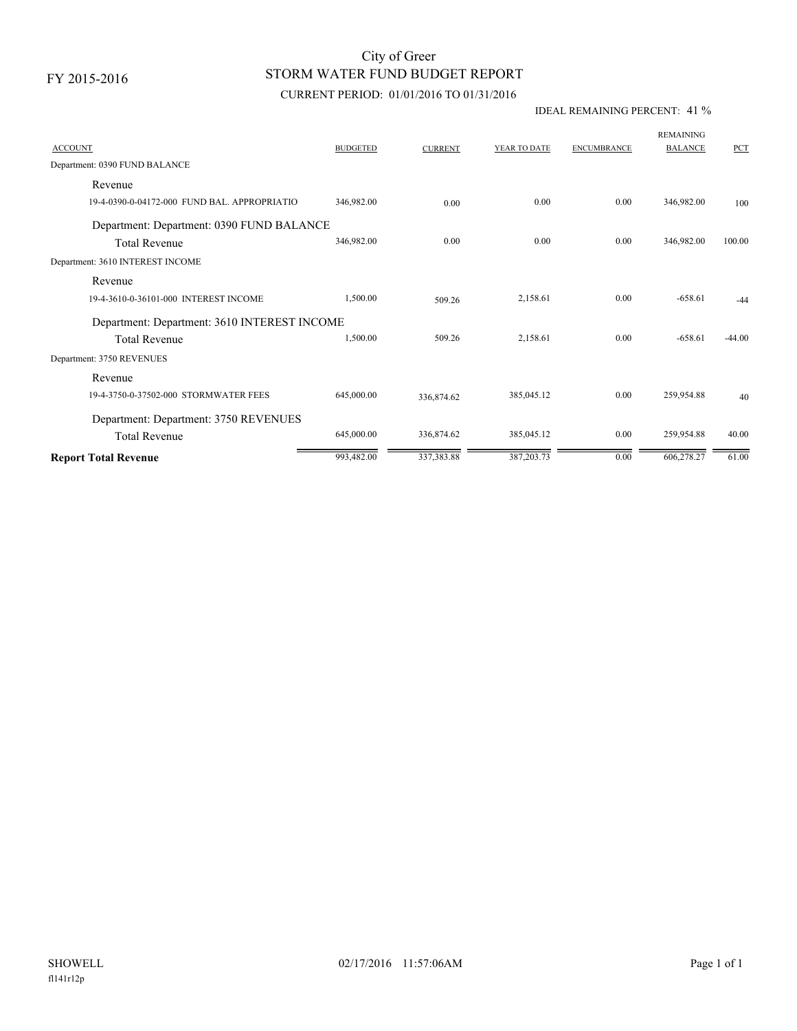FY 2015-2016

# City of Greer
## STORM WATER FUND BUDGET REPORT
### CURRENT PERIOD: 01/01/2016 TO 01/31/2016

IDEAL REMAINING PERCENT: 41 %

| ACCOUNT | BUDGETED | CURRENT | YEAR TO DATE | ENCUMBRANCE | REMAINING BALANCE | PCT |
|---|---|---|---|---|---|---|
| Department: 0390 FUND BALANCE | | | | | | |
| Revenue | | | | | | |
| 19-4-0390-0-04172-000 FUND BAL. APPROPRIATIO | 346,982.00 | 0.00 | 0.00 | 0.00 | 346,982.00 | 100 |
| Department: Department: 0390 FUND BALANCE | | | | | | |
| Total Revenue | 346,982.00 | 0.00 | 0.00 | 0.00 | 346,982.00 | 100.00 |
| Department: 3610 INTEREST INCOME | | | | | | |
| Revenue | | | | | | |
| 19-4-3610-0-36101-000 INTEREST INCOME | 1,500.00 | 509.26 | 2,158.61 | 0.00 | -658.61 | -44 |
| Department: Department: 3610 INTEREST INCOME | | | | | | |
| Total Revenue | 1,500.00 | 509.26 | 2,158.61 | 0.00 | -658.61 | -44.00 |
| Department: 3750 REVENUES | | | | | | |
| Revenue | | | | | | |
| 19-4-3750-0-37502-000 STORMWATER FEES | 645,000.00 | 336,874.62 | 385,045.12 | 0.00 | 259,954.88 | 40 |
| Department: Department: 3750 REVENUES | | | | | | |
| Total Revenue | 645,000.00 | 336,874.62 | 385,045.12 | 0.00 | 259,954.88 | 40.00 |
| **Report Total Revenue** | 993,482.00 | 337,383.88 | 387,203.73 | 0.00 | 606,278.27 | 61.00 |

SHOWELL　　02/17/2016 11:57:06AM

fl141r12p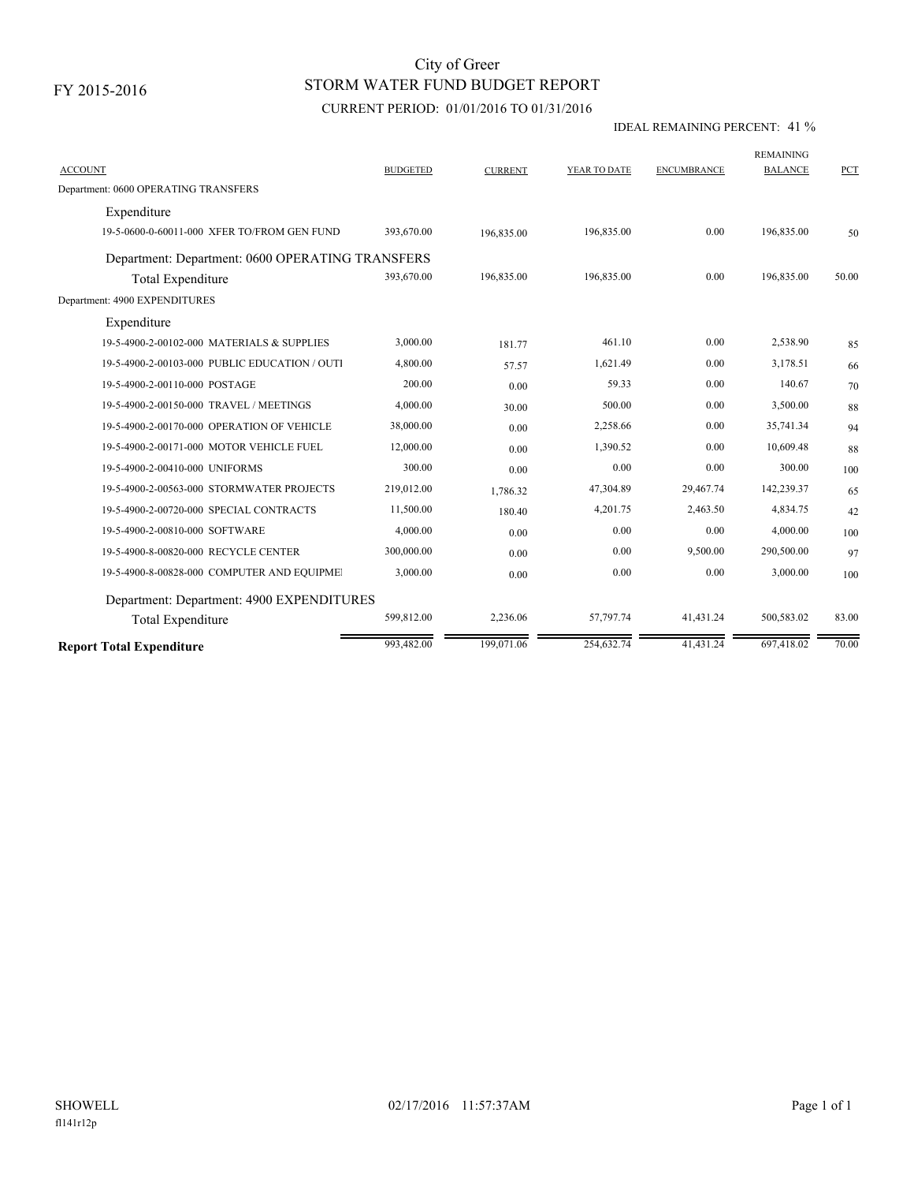FY 2015-2016

# City of Greer
## STORM WATER FUND BUDGET REPORT
### CURRENT PERIOD: 01/01/2016 TO 01/31/2016

IDEAL REMAINING PERCENT: 41 %

| ACCOUNT | BUDGETED | CURRENT | YEAR TO DATE | ENCUMBRANCE | REMAINING BALANCE | PCT |
|---|---|---|---|---|---|---|
| Department: 0600 OPERATING TRANSFERS | | | | | | |
| Expenditure | | | | | | |
| 19-5-0600-0-60011-000 XFER TO/FROM GEN FUND | 393,670.00 | 196,835.00 | 196,835.00 | 0.00 | 196,835.00 | 50 |
| Department: Department: 0600 OPERATING TRANSFERS | | | | | | |
| Total Expenditure | 393,670.00 | 196,835.00 | 196,835.00 | 0.00 | 196,835.00 | 50.00 |
| Department: 4900 EXPENDITURES | | | | | | |
| Expenditure | | | | | | |
| 19-5-4900-2-00102-000 MATERIALS & SUPPLIES | 3,000.00 | 181.77 | 461.10 | 0.00 | 2,538.90 | 85 |
| 19-5-4900-2-00103-000 PUBLIC EDUCATION / OUTI | 4,800.00 | 57.57 | 1,621.49 | 0.00 | 3,178.51 | 66 |
| 19-5-4900-2-00110-000 POSTAGE | 200.00 | 0.00 | 59.33 | 0.00 | 140.67 | 70 |
| 19-5-4900-2-00150-000 TRAVEL / MEETINGS | 4,000.00 | 30.00 | 500.00 | 0.00 | 3,500.00 | 88 |
| 19-5-4900-2-00170-000 OPERATION OF VEHICLE | 38,000.00 | 0.00 | 2,258.66 | 0.00 | 35,741.34 | 94 |
| 19-5-4900-2-00171-000 MOTOR VEHICLE FUEL | 12,000.00 | 0.00 | 1,390.52 | 0.00 | 10,609.48 | 88 |
| 19-5-4900-2-00410-000 UNIFORMS | 300.00 | 0.00 | 0.00 | 0.00 | 300.00 | 100 |
| 19-5-4900-2-00563-000 STORMWATER PROJECTS | 219,012.00 | 1,786.32 | 47,304.89 | 29,467.74 | 142,239.37 | 65 |
| 19-5-4900-2-00720-000 SPECIAL CONTRACTS | 11,500.00 | 180.40 | 4,201.75 | 2,463.50 | 4,834.75 | 42 |
| 19-5-4900-2-00810-000 SOFTWARE | 4,000.00 | 0.00 | 0.00 | 0.00 | 4,000.00 | 100 |
| 19-5-4900-8-00820-000 RECYCLE CENTER | 300,000.00 | 0.00 | 0.00 | 9,500.00 | 290,500.00 | 97 |
| 19-5-4900-8-00828-000 COMPUTER AND EQUIPMEI | 3,000.00 | 0.00 | 0.00 | 0.00 | 3,000.00 | 100 |
| Department: Department: 4900 EXPENDITURES | | | | | | |
| Total Expenditure | 599,812.00 | 2,236.06 | 57,797.74 | 41,431.24 | 500,583.02 | 83.00 |
| **Report Total Expenditure** | 993,482.00 | 199,071.06 | 254,632.74 | 41,431.24 | 697,418.02 | 70.00 |

SHOWELL 02/17/2016 11:57:37AM

fl141r12p